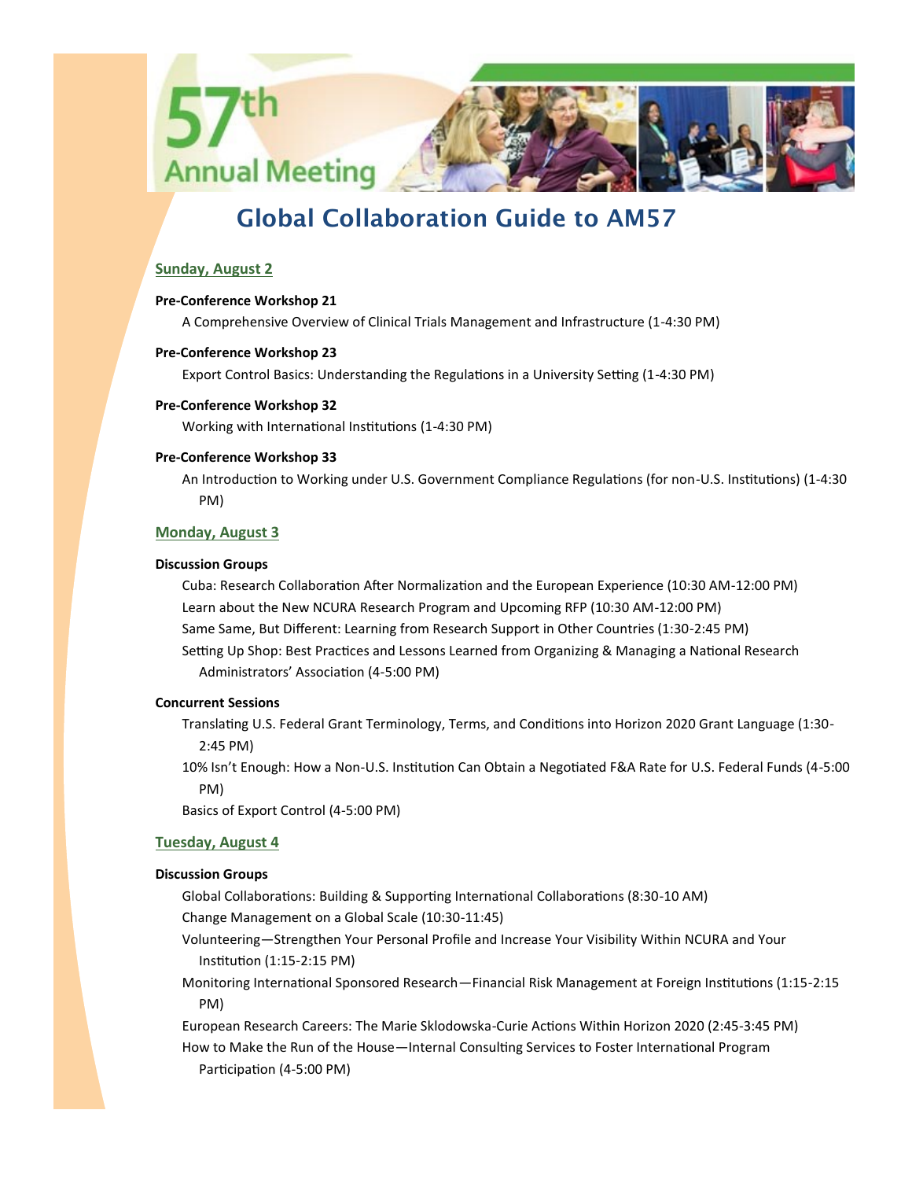# 57th Annual Meeting

## Global Collaboration Guide to AM57

### Sunday, August 2

**Pre-Conference Workshop 21**

A Comprehensive Overview of Clinical Trials Management and Infrastructure (1-4:30 PM)

**Pre-Conference Workshop 23**

Export Control Basics: Understanding the Regulations in a University Setting (1-4:30 PM)

**Pre-Conference Workshop 32**

Working with International Institutions (1-4:30 PM)

**Pre-Conference Workshop 33**

An Introduction to Working under U.S. Government Compliance Regulations (for non-U.S. Institutions) (1-4:30 PM)

### Monday, August 3

**Discussion Groups**

Cuba: Research Collaboration After Normalization and the European Experience (10:30 AM-12:00 PM)

Learn about the New NCURA Research Program and Upcoming RFP (10:30 AM-12:00 PM)

Same Same, But Different: Learning from Research Support in Other Countries (1:30-2:45 PM)

Setting Up Shop: Best Practices and Lessons Learned from Organizing & Managing a National Research Administrators' Association (4-5:00 PM)

**Concurrent Sessions**

Translating U.S. Federal Grant Terminology, Terms, and Conditions into Horizon 2020 Grant Language (1:30-2:45 PM)

10% Isn't Enough: How a Non-U.S. Institution Can Obtain a Negotiated F&A Rate for U.S. Federal Funds (4-5:00 PM)

Basics of Export Control (4-5:00 PM)

### Tuesday, August 4

**Discussion Groups**

Global Collaborations: Building & Supporting International Collaborations (8:30-10 AM)

Change Management on a Global Scale (10:30-11:45)

Volunteering—Strengthen Your Personal Profile and Increase Your Visibility Within NCURA and Your Institution (1:15-2:15 PM)

Monitoring International Sponsored Research—Financial Risk Management at Foreign Institutions (1:15-2:15 PM)

European Research Careers: The Marie Sklodowska-Curie Actions Within Horizon 2020 (2:45-3:45 PM)

How to Make the Run of the House—Internal Consulting Services to Foster International Program Participation (4-5:00 PM)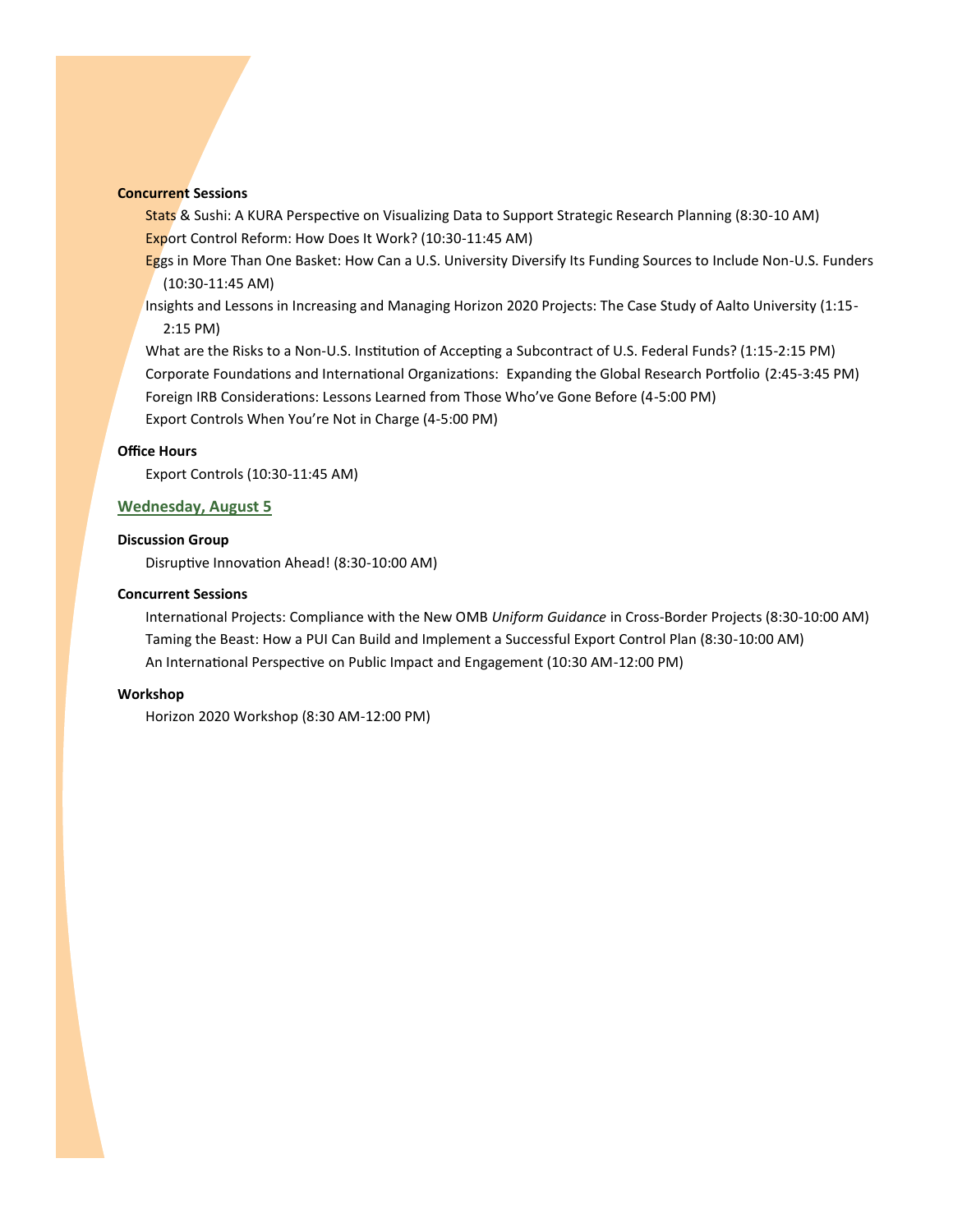**Concurrent Sessions**

- Stats & Sushi: A KURA Perspective on Visualizing Data to Support Strategic Research Planning (8:30-10 AM)
- Export Control Reform: How Does It Work? (10:30-11:45 AM)
- Eggs in More Than One Basket: How Can a U.S. University Diversify Its Funding Sources to Include Non-U.S. Funders (10:30-11:45 AM)
- Insights and Lessons in Increasing and Managing Horizon 2020 Projects: The Case Study of Aalto University (1:15-2:15 PM)
- What are the Risks to a Non-U.S. Institution of Accepting a Subcontract of U.S. Federal Funds? (1:15-2:15 PM)
- Corporate Foundations and International Organizations: Expanding the Global Research Portfolio (2:45-3:45 PM)
- Foreign IRB Considerations: Lessons Learned from Those Who've Gone Before (4-5:00 PM)
- Export Controls When You're Not in Charge (4-5:00 PM)

**Office Hours**

- Export Controls (10:30-11:45 AM)

## Wednesday, August 5

**Discussion Group**

- Disruptive Innovation Ahead! (8:30-10:00 AM)

**Concurrent Sessions**

- International Projects: Compliance with the New OMB *Uniform Guidance* in Cross-Border Projects (8:30-10:00 AM)
- Taming the Beast: How a PUI Can Build and Implement a Successful Export Control Plan (8:30-10:00 AM)
- An International Perspective on Public Impact and Engagement (10:30 AM-12:00 PM)

**Workshop**

- Horizon 2020 Workshop (8:30 AM-12:00 PM)